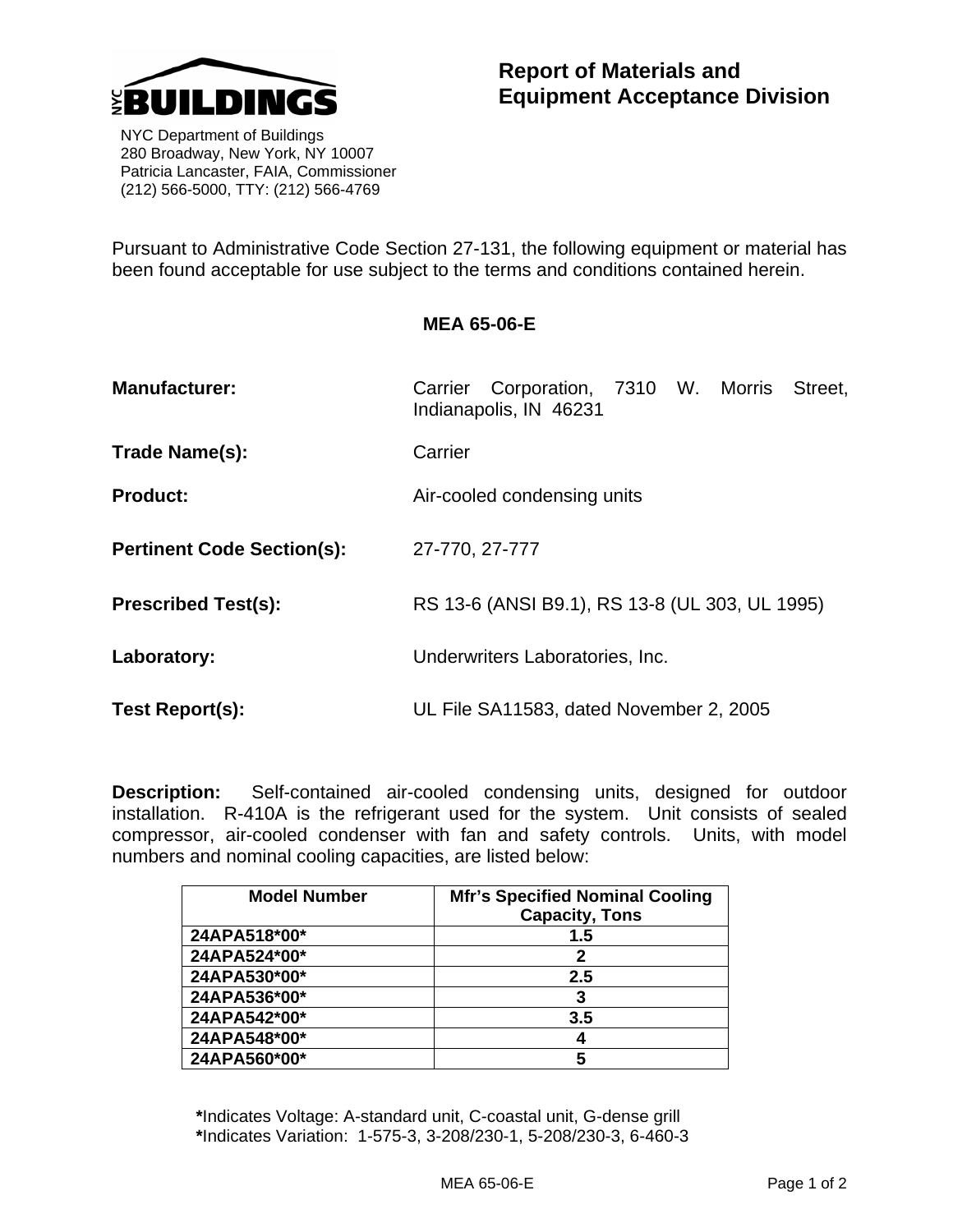NYC BUILDINGS

NYC Department of Buildings
280 Broadway, New York, NY 10007
Patricia Lancaster, FAIA, Commissioner
(212) 566-5000, TTY: (212) 566-4769

# Report of Materials and Equipment Acceptance Division

Pursuant to Administrative Code Section 27-131, the following equipment or material has been found acceptable for use subject to the terms and conditions contained herein.

## MEA 65-06-E

**Manufacturer:** Carrier Corporation, 7310 W. Morris Street, Indianapolis, IN 46231

**Trade Name(s):** Carrier

**Product:** Air-cooled condensing units

**Pertinent Code Section(s):** 27-770, 27-777

**Prescribed Test(s):** RS 13-6 (ANSI B9.1), RS 13-8 (UL 303, UL 1995)

**Laboratory:** Underwriters Laboratories, Inc.

**Test Report(s):** UL File SA11583, dated November 2, 2005

**Description:** Self-contained air-cooled condensing units, designed for outdoor installation. R-410A is the refrigerant used for the system. Unit consists of sealed compressor, air-cooled condenser with fan and safety controls. Units, with model numbers and nominal cooling capacities, are listed below:

| Model Number | Mfr's Specified Nominal Cooling Capacity, Tons |
|---|---|
| 24APA518*00* | 1.5 |
| 24APA524*00* | 2 |
| 24APA530*00* | 2.5 |
| 24APA536*00* | 3 |
| 24APA542*00* | 3.5 |
| 24APA548*00* | 4 |
| 24APA560*00* | 5 |

**\***Indicates Voltage: A-standard unit, C-coastal unit, G-dense grill
**\***Indicates Variation: 1-575-3, 3-208/230-1, 5-208/230-3, 6-460-3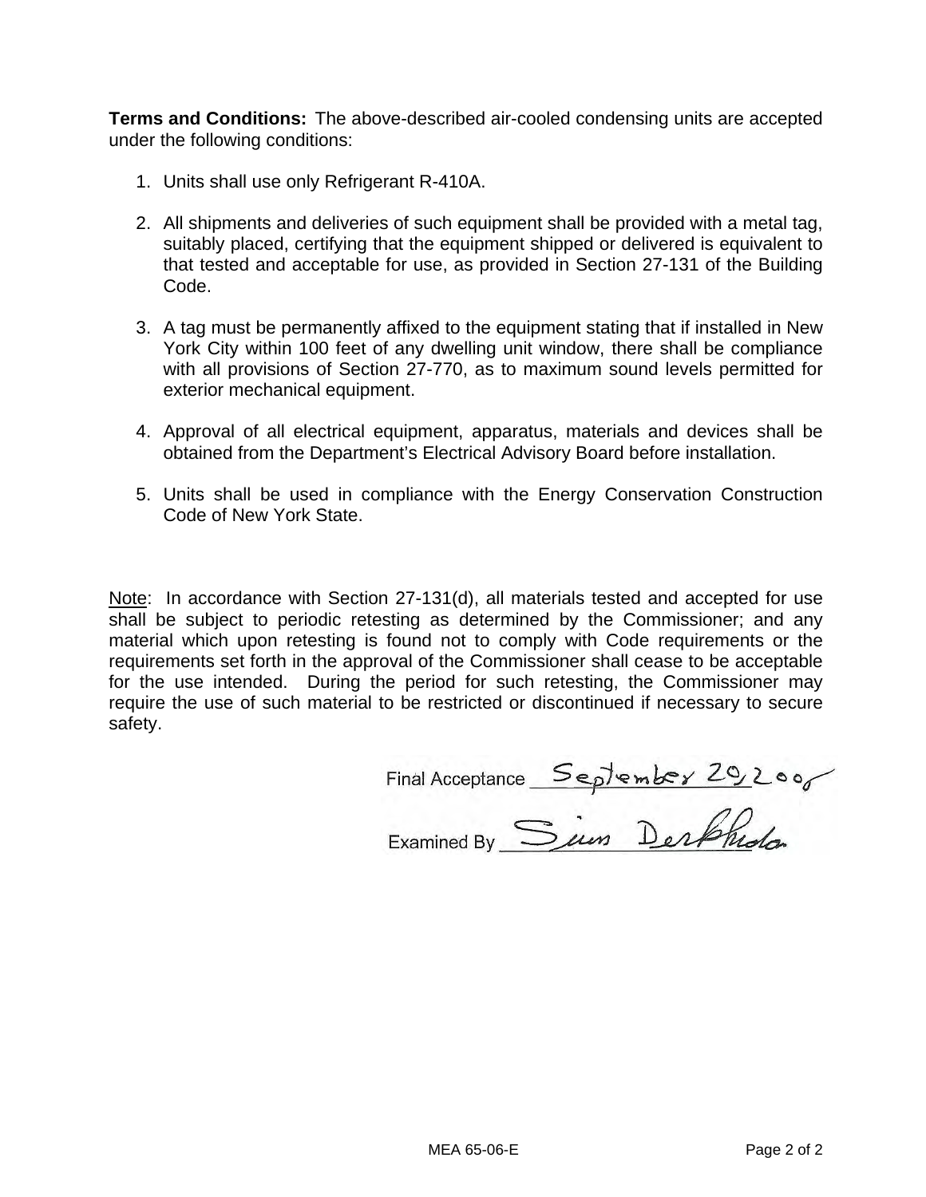**Terms and Conditions:** The above-described air-cooled condensing units are accepted under the following conditions:

1. Units shall use only Refrigerant R-410A.

2. All shipments and deliveries of such equipment shall be provided with a metal tag, suitably placed, certifying that the equipment shipped or delivered is equivalent to that tested and acceptable for use, as provided in Section 27-131 of the Building Code.

3. A tag must be permanently affixed to the equipment stating that if installed in New York City within 100 feet of any dwelling unit window, there shall be compliance with all provisions of Section 27-770, as to maximum sound levels permitted for exterior mechanical equipment.

4. Approval of all electrical equipment, apparatus, materials and devices shall be obtained from the Department's Electrical Advisory Board before installation.

5. Units shall be used in compliance with the Energy Conservation Construction Code of New York State.

Note: In accordance with Section 27-131(d), all materials tested and accepted for use shall be subject to periodic retesting as determined by the Commissioner; and any material which upon retesting is found not to comply with Code requirements or the requirements set forth in the approval of the Commissioner shall cease to be acceptable for the use intended. During the period for such retesting, the Commissioner may require the use of such material to be restricted or discontinued if necessary to secure safety.

Final Acceptance September 29, 2006

Examined By Sinn Derkhoda

MEA 65-06-E